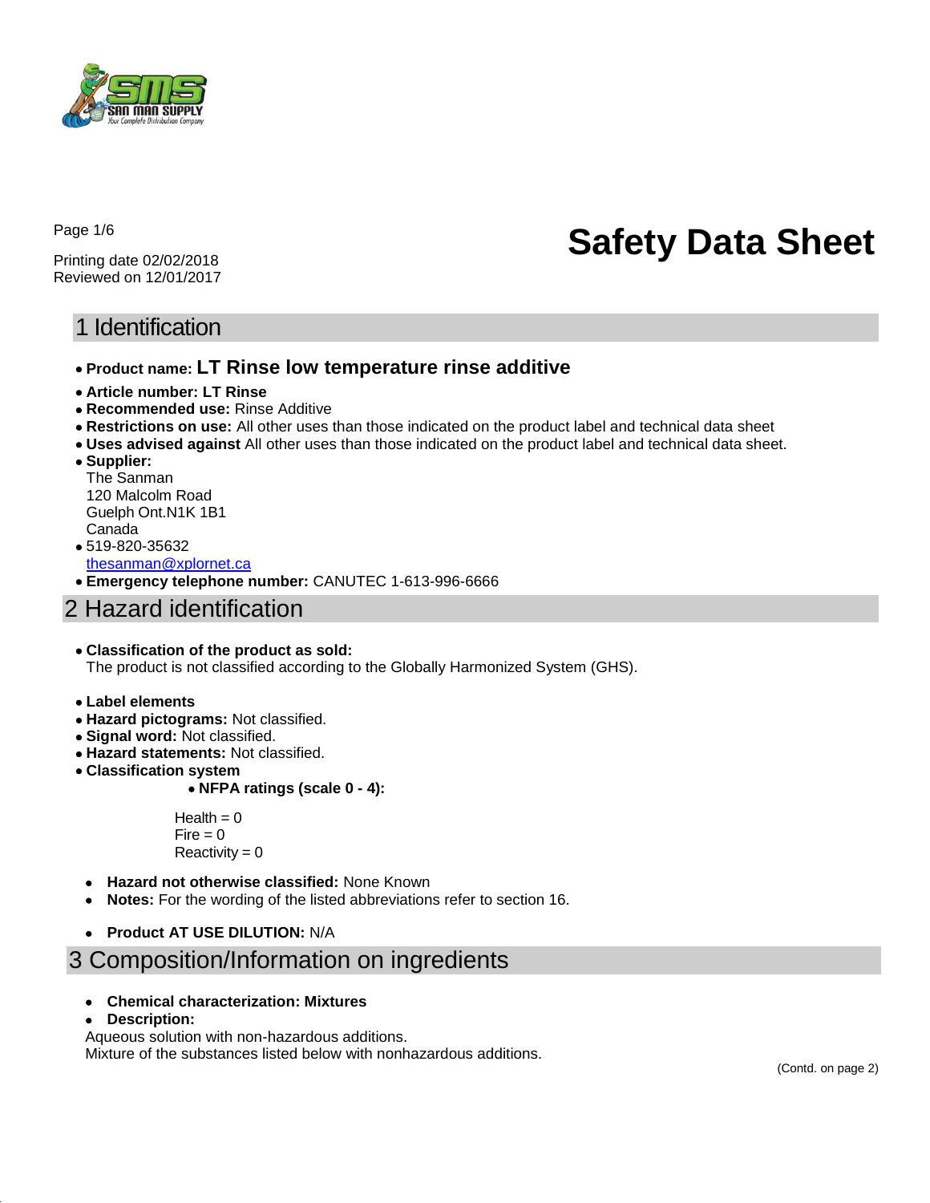Printing date 02/02/2018
Reviewed on 12/01/2017

# Safety Data Sheet

## 1 Identification

- **Product name: LT Rinse low temperature rinse additive**
- **Article number: LT Rinse**
- **Recommended use:** Rinse Additive
- **Restrictions on use:** All other uses than those indicated on the product label and technical data sheet
- **Uses advised against** All other uses than those indicated on the product label and technical data sheet.
- **Supplier:**
  The Sanman
  120 Malcolm Road
  Guelph Ont.N1K 1B1
  Canada
- 519-820-35632
  thesanman@xplornet.ca
- **Emergency telephone number:** CANUTEC 1-613-996-6666

## 2 Hazard identification

- **Classification of the product as sold:**
  The product is not classified according to the Globally Harmonized System (GHS).

- **Label elements**
- **Hazard pictograms:** Not classified.
- **Signal word:** Not classified.
- **Hazard statements:** Not classified.
- **Classification system**
  - **NFPA ratings (scale 0 - 4):**

    Health = 0
    Fire = 0
    Reactivity = 0

- **Hazard not otherwise classified:** None Known
- **Notes:** For the wording of the listed abbreviations refer to section 16.

- **Product AT USE DILUTION:** N/A

## 3 Composition/Information on ingredients

- **Chemical characterization: Mixtures**
- **Description:**

Aqueous solution with non-hazardous additions.
Mixture of the substances listed below with nonhazardous additions.

(Contd. on page 2)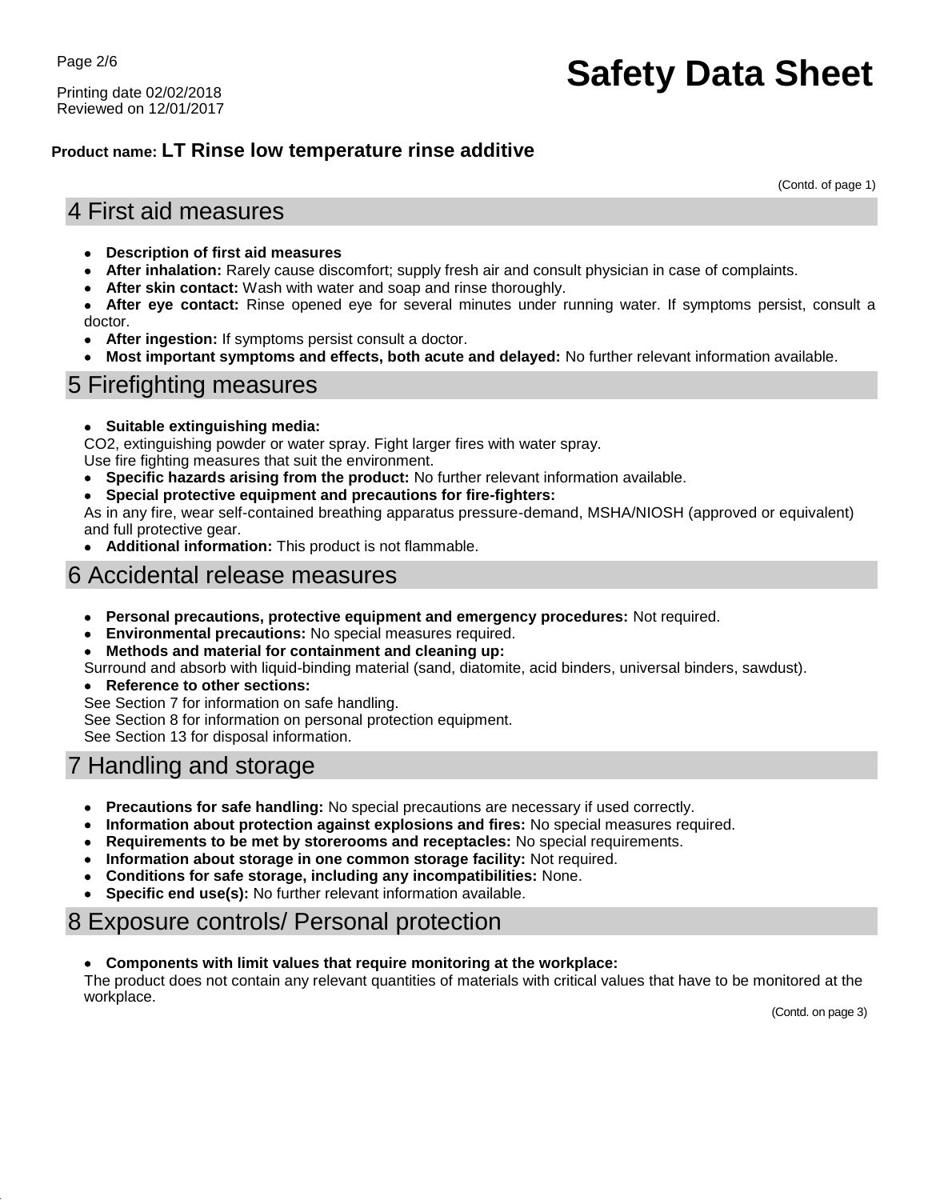**Product name: LT Rinse low temperature rinse additive**

(Contd. of page 1)

## 4 First aid measures

- **Description of first aid measures**
- **After inhalation:** Rarely cause discomfort; supply fresh air and consult physician in case of complaints.
- **After skin contact:** Wash with water and soap and rinse thoroughly.
- **After eye contact:** Rinse opened eye for several minutes under running water. If symptoms persist, consult a doctor.
- **After ingestion:** If symptoms persist consult a doctor.
- **Most important symptoms and effects, both acute and delayed:** No further relevant information available.

## 5 Firefighting measures

- **Suitable extinguishing media:**

CO2, extinguishing powder or water spray. Fight larger fires with water spray.
Use fire fighting measures that suit the environment.

- **Specific hazards arising from the product:** No further relevant information available.
- **Special protective equipment and precautions for fire-fighters:**

As in any fire, wear self-contained breathing apparatus pressure-demand, MSHA/NIOSH (approved or equivalent) and full protective gear.

- **Additional information:** This product is not flammable.

## 6 Accidental release measures

- **Personal precautions, protective equipment and emergency procedures:** Not required.
- **Environmental precautions:** No special measures required.
- **Methods and material for containment and cleaning up:**

Surround and absorb with liquid-binding material (sand, diatomite, acid binders, universal binders, sawdust).

- **Reference to other sections:**

See Section 7 for information on safe handling.
See Section 8 for information on personal protection equipment.
See Section 13 for disposal information.

## 7 Handling and storage

- **Precautions for safe handling:** No special precautions are necessary if used correctly.
- **Information about protection against explosions and fires:** No special measures required.
- **Requirements to be met by storerooms and receptacles:** No special requirements.
- **Information about storage in one common storage facility:** Not required.
- **Conditions for safe storage, including any incompatibilities:** None.
- **Specific end use(s):** No further relevant information available.

## 8 Exposure controls/ Personal protection

- **Components with limit values that require monitoring at the workplace:**

The product does not contain any relevant quantities of materials with critical values that have to be monitored at the workplace.

(Contd. on page 3)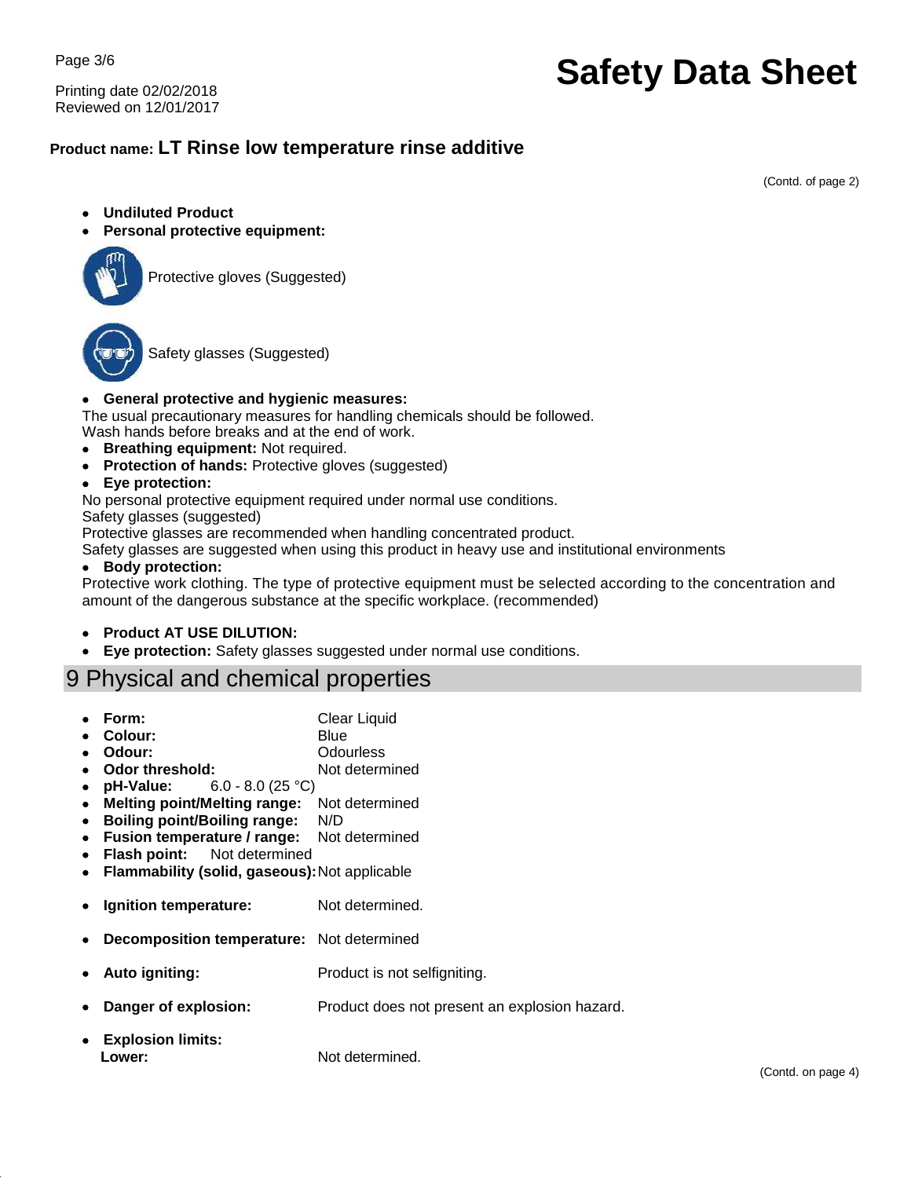**Product name: LT Rinse low temperature rinse additive**

(Contd. of page 2)

- **Undiluted Product**
- **Personal protective equipment:**

Protective gloves (Suggested)

Safety glasses (Suggested)

- **General protective and hygienic measures:**

The usual precautionary measures for handling chemicals should be followed.
Wash hands before breaks and at the end of work.

- **Breathing equipment:** Not required.
- **Protection of hands:** Protective gloves (suggested)
- **Eye protection:**

No personal protective equipment required under normal use conditions.
Safety glasses (suggested)
Protective glasses are recommended when handling concentrated product.
Safety glasses are suggested when using this product in heavy use and institutional environments

- **Body protection:**

Protective work clothing. The type of protective equipment must be selected according to the concentration and amount of the dangerous substance at the specific workplace. (recommended)

- **Product AT USE DILUTION:**
- **Eye protection:** Safety glasses suggested under normal use conditions.

## 9 Physical and chemical properties

- **Form:** Clear Liquid
- **Colour:** Blue
- **Odour:** Odourless
- **Odor threshold:** Not determined
- **pH-Value:** 6.0 - 8.0 (25 °C)
- **Melting point/Melting range:** Not determined
- **Boiling point/Boiling range:** N/D
- **Fusion temperature / range:** Not determined
- **Flash point:** Not determined
- **Flammability (solid, gaseous):** Not applicable
- **Ignition temperature:** Not determined.
- **Decomposition temperature:** Not determined
- **Auto igniting:** Product is not selfigniting.
- **Danger of explosion:** Product does not present an explosion hazard.
- **Explosion limits:**
  **Lower:** Not determined.

(Contd. on page 4)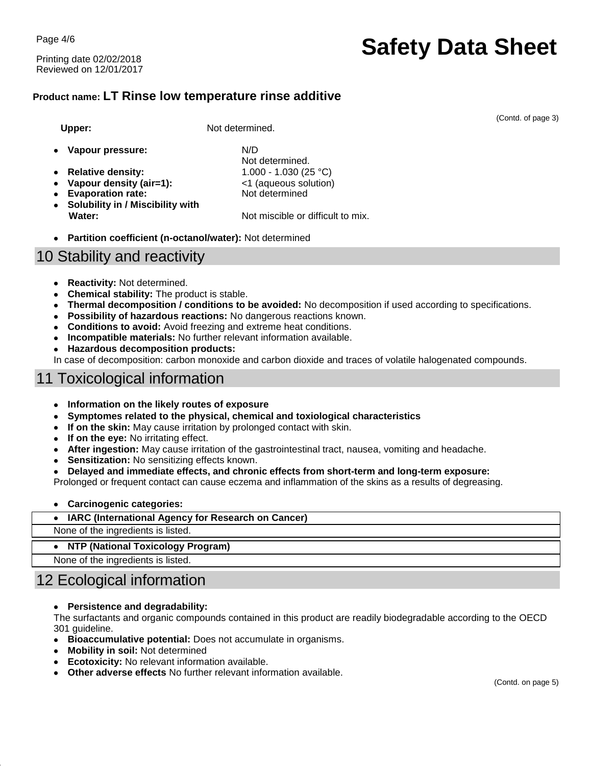**Product name: LT Rinse low temperature rinse additive**

(Contd. of page 3)

**Upper:** Not determined.

- **Vapour pressure:** N/D
  Not determined.
- **Relative density:** 1.000 - 1.030 (25 °C)
- **Vapour density (air=1):** <1 (aqueous solution)
- **Evaporation rate:** Not determined
- **Solubility in / Miscibility with Water:** Not miscible or difficult to mix.
- **Partition coefficient (n-octanol/water):** Not determined

## 10 Stability and reactivity

- **Reactivity:** Not determined.
- **Chemical stability:** The product is stable.
- **Thermal decomposition / conditions to be avoided:** No decomposition if used according to specifications.
- **Possibility of hazardous reactions:** No dangerous reactions known.
- **Conditions to avoid:** Avoid freezing and extreme heat conditions.
- **Incompatible materials:** No further relevant information available.
- **Hazardous decomposition products:**

In case of decomposition: carbon monoxide and carbon dioxide and traces of volatile halogenated compounds.

## 11 Toxicological information

- **Information on the likely routes of exposure**
- **Symptomes related to the physical, chemical and toxiological characteristics**
- **If on the skin:** May cause irritation by prolonged contact with skin.
- **If on the eye:** No irritating effect.
- **After ingestion:** May cause irritation of the gastrointestinal tract, nausea, vomiting and headache.
- **Sensitization:** No sensitizing effects known.
- **Delayed and immediate effects, and chronic effects from short-term and long-term exposure:**

Prolonged or frequent contact can cause eczema and inflammation of the skins as a results of degreasing.

- **Carcinogenic categories:**

| • IARC (International Agency for Research on Cancer) |
|---|
| None of the ingredients is listed. |

| • NTP (National Toxicology Program) |
|---|
| None of the ingredients is listed. |

## 12 Ecological information

- **Persistence and degradability:**

The surfactants and organic compounds contained in this product are readily biodegradable according to the OECD 301 guideline.

- **Bioaccumulative potential:** Does not accumulate in organisms.
- **Mobility in soil:** Not determined
- **Ecotoxicity:** No relevant information available.
- **Other adverse effects** No further relevant information available.

(Contd. on page 5)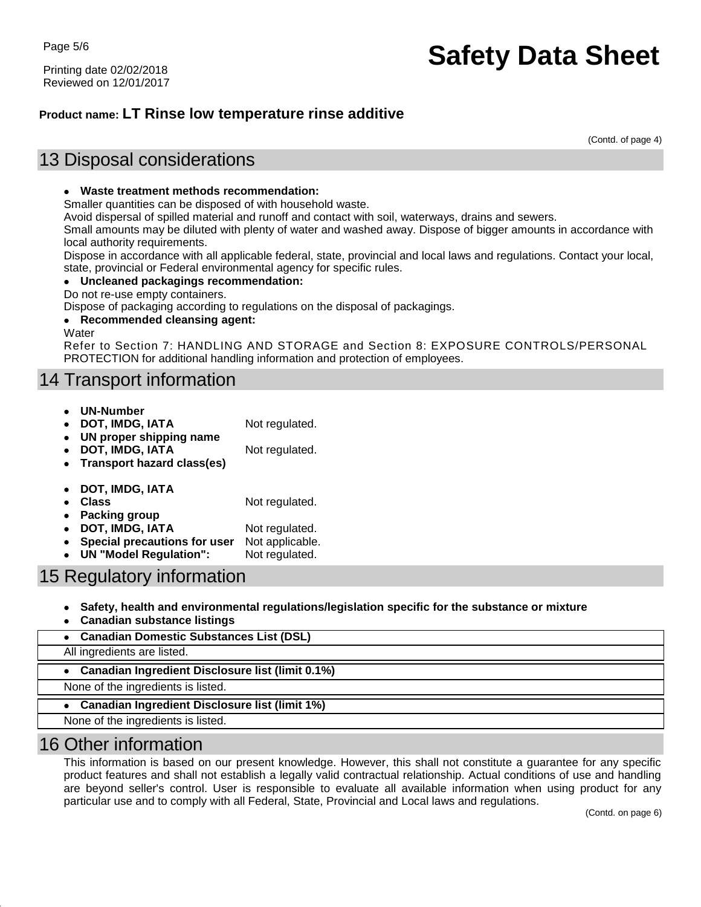**Product name: LT Rinse low temperature rinse additive**

(Contd. of page 4)

## 13 Disposal considerations

- **Waste treatment methods recommendation:**

Smaller quantities can be disposed of with household waste.
Avoid dispersal of spilled material and runoff and contact with soil, waterways, drains and sewers.
Small amounts may be diluted with plenty of water and washed away. Dispose of bigger amounts in accordance with local authority requirements.
Dispose in accordance with all applicable federal, state, provincial and local laws and regulations. Contact your local, state, provincial or Federal environmental agency for specific rules.

- **Uncleaned packagings recommendation:**

Do not re-use empty containers.
Dispose of packaging according to regulations on the disposal of packagings.

- **Recommended cleansing agent:**

Water
Refer to Section 7: HANDLING AND STORAGE and Section 8: EXPOSURE CONTROLS/PERSONAL PROTECTION for additional handling information and protection of employees.

## 14 Transport information

- **UN-Number**
- **DOT, IMDG, IATA** Not regulated.
- **UN proper shipping name**
- **DOT, IMDG, IATA** Not regulated.
- **Transport hazard class(es)**
- **DOT, IMDG, IATA**
- **Class** Not regulated.
- **Packing group**
- **DOT, IMDG, IATA** Not regulated.
- **Special precautions for user** Not applicable.
- **UN "Model Regulation":** Not regulated.

## 15 Regulatory information

- **Safety, health and environmental regulations/legislation specific for the substance or mixture**
- **Canadian substance listings**
- **Canadian Domestic Substances List (DSL)**

All ingredients are listed.

- **Canadian Ingredient Disclosure list (limit 0.1%)**

None of the ingredients is listed.

- **Canadian Ingredient Disclosure list (limit 1%)**

None of the ingredients is listed.

## 16 Other information

This information is based on our present knowledge. However, this shall not constitute a guarantee for any specific product features and shall not establish a legally valid contractual relationship. Actual conditions of use and handling are beyond seller's control. User is responsible to evaluate all available information when using product for any particular use and to comply with all Federal, State, Provincial and Local laws and regulations.

(Contd. on page 6)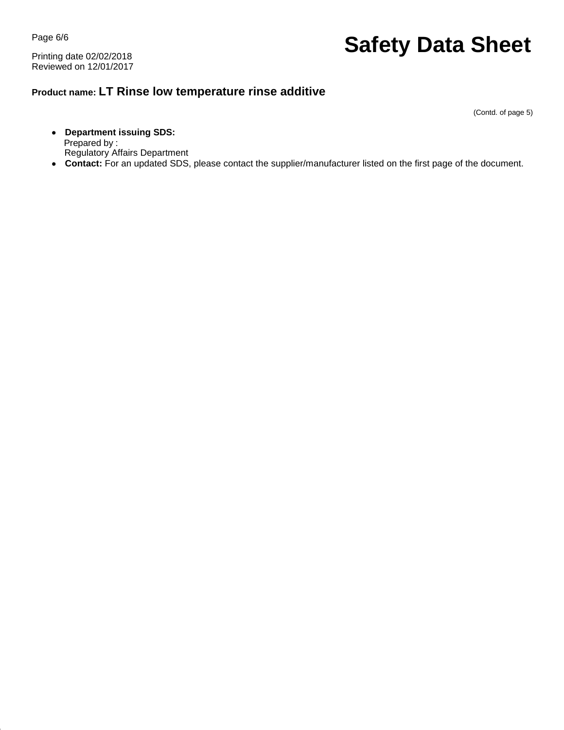Product name: **LT Rinse low temperature rinse additive**

(Contd. of page 5)

- **Department issuing SDS:**
  Prepared by :
  Regulatory Affairs Department
- **Contact:** For an updated SDS, please contact the supplier/manufacturer listed on the first page of the document.